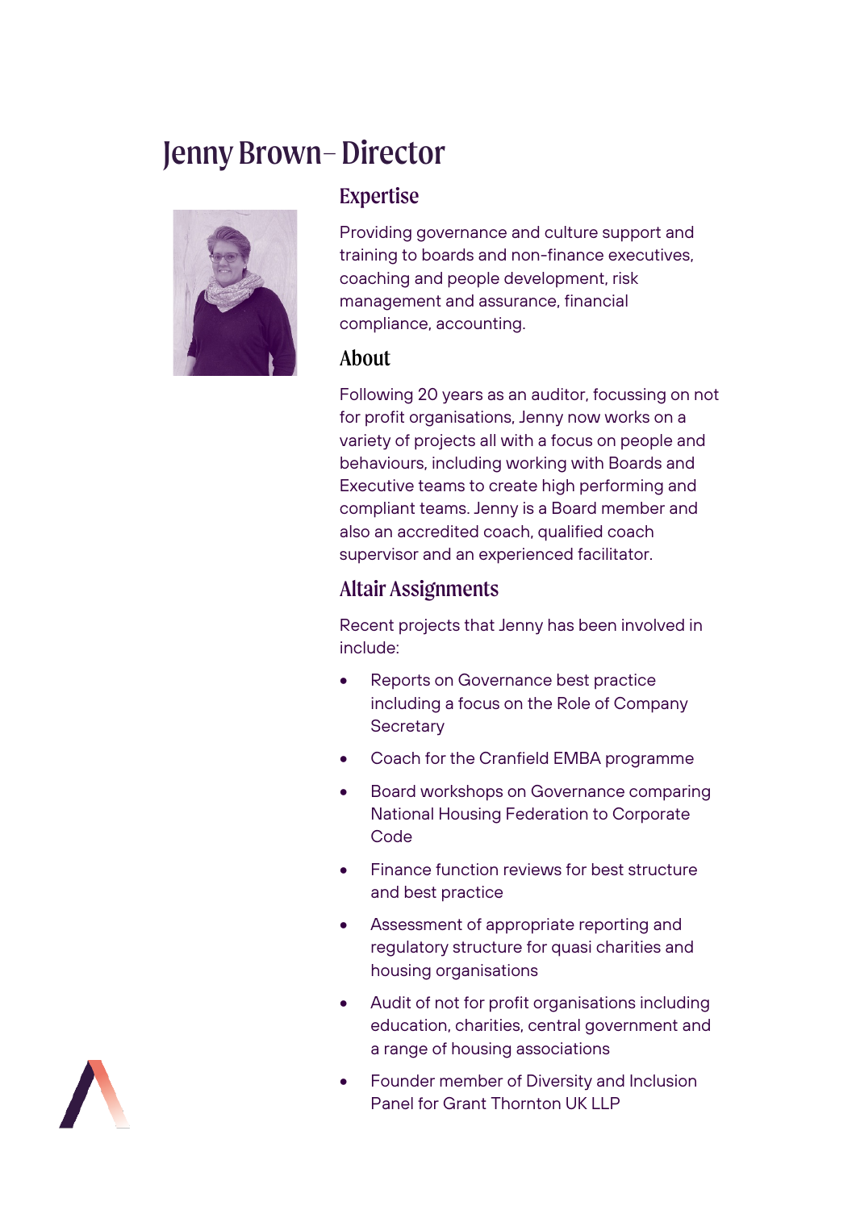# Jenny Brown– Director

## Expertise

Providing governance and culture support and training to boards and non-finance executives, coaching and people development, risk management and assurance, financial compliance, accounting.

## About

Following 20 years as an auditor, focussing on not for profit organisations, Jenny now works on a variety of projects all with a focus on people and behaviours, including working with Boards and Executive teams to create high performing and compliant teams. Jenny is a Board member and also an accredited coach, qualified coach supervisor and an experienced facilitator.

## Altair Assignments

Recent projects that Jenny has been involved in include:

- Reports on Governance best practice including a focus on the Role of Company Secretary
- Coach for the Cranfield EMBA programme
- Board workshops on Governance comparing National Housing Federation to Corporate Code
- Finance function reviews for best structure and best practice
- Assessment of appropriate reporting and regulatory structure for quasi charities and housing organisations
- Audit of not for profit organisations including education, charities, central government and a range of housing associations
- Founder member of Diversity and Inclusion Panel for Grant Thornton UK LLP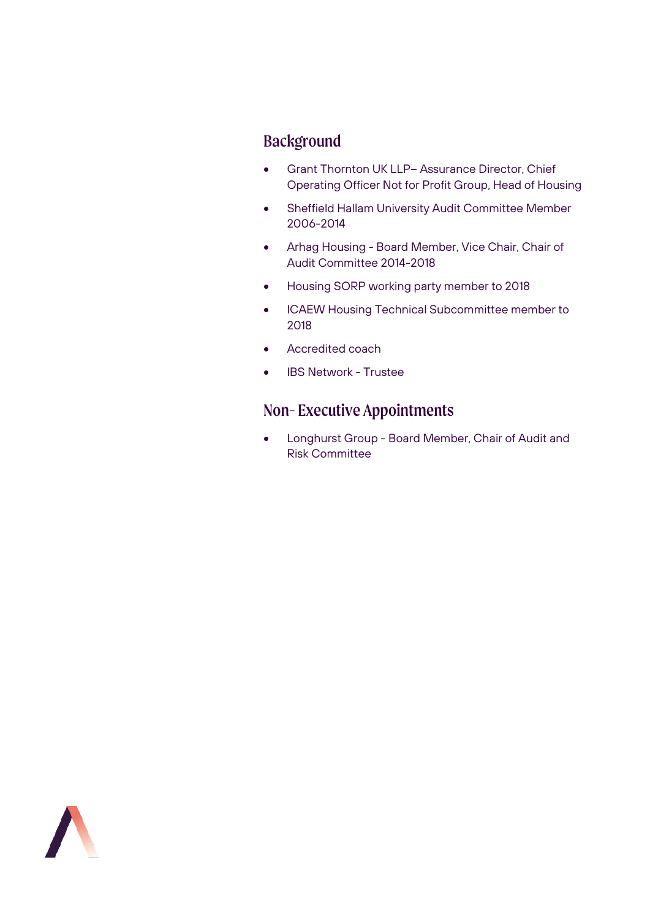## Background

- Grant Thornton UK LLP– Assurance Director, Chief Operating Officer Not for Profit Group, Head of Housing
- Sheffield Hallam University Audit Committee Member 2006-2014
- Arhag Housing - Board Member, Vice Chair, Chair of Audit Committee 2014-2018
- Housing SORP working party member to 2018
- ICAEW Housing Technical Subcommittee member to 2018
- Accredited coach
- IBS Network - Trustee

## Non- Executive Appointments

- Longhurst Group - Board Member, Chair of Audit and Risk Committee